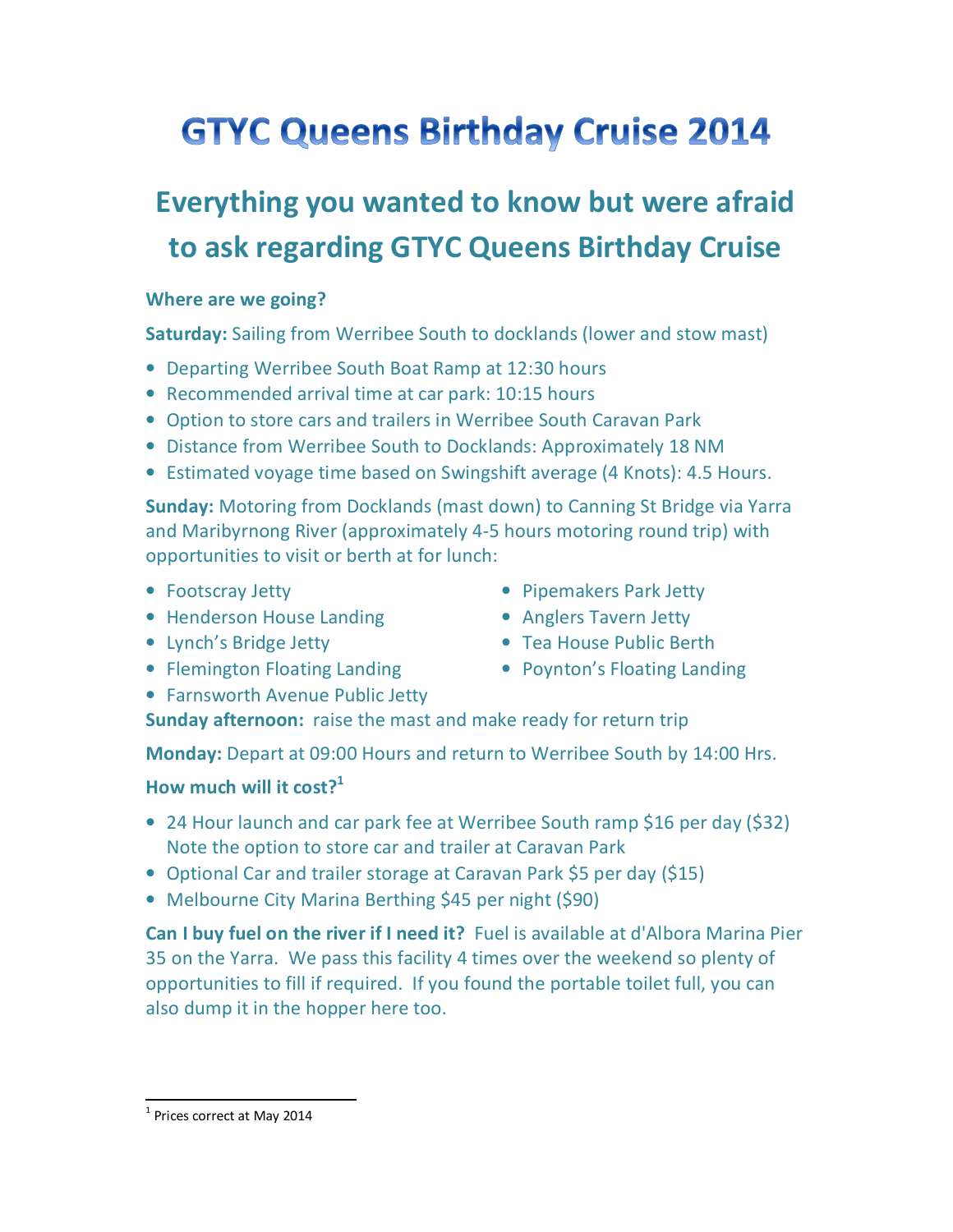# GTYC Queens Birthday Cruise 2014

## Everything you wanted to know but were afraid to ask regarding GTYC Queens Birthday Cruise

### Where are we going?

**Saturday:** Sailing from Werribee South to docklands (lower and stow mast)

- Departing Werribee South Boat Ramp at 12:30 hours
- Recommended arrival time at car park: 10:15 hours
- Option to store cars and trailers in Werribee South Caravan Park
- Distance from Werribee South to Docklands: Approximately 18 NM
- Estimated voyage time based on Swingshift average (4 Knots): 4.5 Hours.

**Sunday:** Motoring from Docklands (mast down) to Canning St Bridge via Yarra and Maribyrnong River (approximately 4-5 hours motoring round trip) with opportunities to visit or berth at for lunch:

- Footscray Jetty
- Henderson House Landing
- Lynch's Bridge Jetty
- Flemington Floating Landing
- Farnsworth Avenue Public Jetty
- Pipemakers Park Jetty
- Anglers Tavern Jetty
- Tea House Public Berth
- Poynton's Floating Landing

**Sunday afternoon:** raise the mast and make ready for return trip

**Monday:** Depart at 09:00 Hours and return to Werribee South by 14:00 Hrs.

### How much will it cost?[1]

- 24 Hour launch and car park fee at Werribee South ramp $16 per day ($32) Note the option to store car and trailer at Caravan Park
- Optional Car and trailer storage at Caravan Park $5 per day ($15)
- Melbourne City Marina Berthing $45 per night ($90)

**Can I buy fuel on the river if I need it?** Fuel is available at d'Albora Marina Pier 35 on the Yarra. We pass this facility 4 times over the weekend so plenty of opportunities to fill if required. If you found the portable toilet full, you can also dump it in the hopper here too.

---

[1] Prices correct at May 2014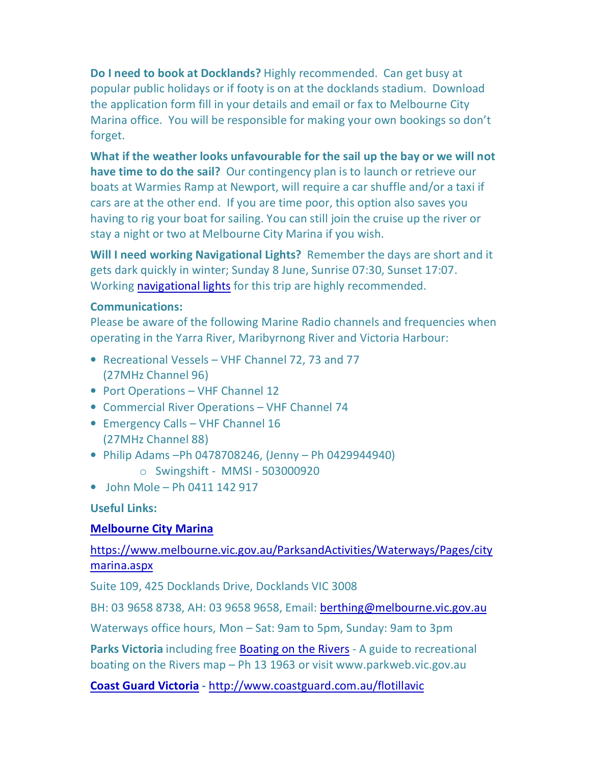**Do I need to book at Docklands?** Highly recommended. Can get busy at popular public holidays or if footy is on at the docklands stadium. Download the application form fill in your details and email or fax to Melbourne City Marina office. You will be responsible for making your own bookings so don't forget.

**What if the weather looks unfavourable for the sail up the bay or we will not have time to do the sail?** Our contingency plan is to launch or retrieve our boats at Warmies Ramp at Newport, will require a car shuffle and/or a taxi if cars are at the other end. If you are time poor, this option also saves you having to rig your boat for sailing. You can still join the cruise up the river or stay a night or two at Melbourne City Marina if you wish.

**Will I need working Navigational Lights?** Remember the days are short and it gets dark quickly in winter; Sunday 8 June, Sunrise 07:30, Sunset 17:07. Working navigational lights for this trip are highly recommended.

**Communications:**

Please be aware of the following Marine Radio channels and frequencies when operating in the Yarra River, Maribyrnong River and Victoria Harbour:

- Recreational Vessels – VHF Channel 72, 73 and 77 (27MHz Channel 96)
- Port Operations – VHF Channel 12
- Commercial River Operations – VHF Channel 74
- Emergency Calls – VHF Channel 16 (27MHz Channel 88)
- Philip Adams –Ph 0478708246, (Jenny – Ph 0429944940)
    - Swingshift - MMSI - 503000920
- John Mole – Ph 0411 142 917

**Useful Links:**

**Melbourne City Marina**

https://www.melbourne.vic.gov.au/ParksandActivities/Waterways/Pages/citymarina.aspx

Suite 109, 425 Docklands Drive, Docklands VIC 3008

BH: 03 9658 8738, AH: 03 9658 9658, Email: berthing@melbourne.vic.gov.au

Waterways office hours, Mon – Sat: 9am to 5pm, Sunday: 9am to 3pm

**Parks Victoria** including free Boating on the Rivers - A guide to recreational boating on the Rivers map – Ph 13 1963 or visit www.parkweb.vic.gov.au

**Coast Guard Victoria** - http://www.coastguard.com.au/flotillavic